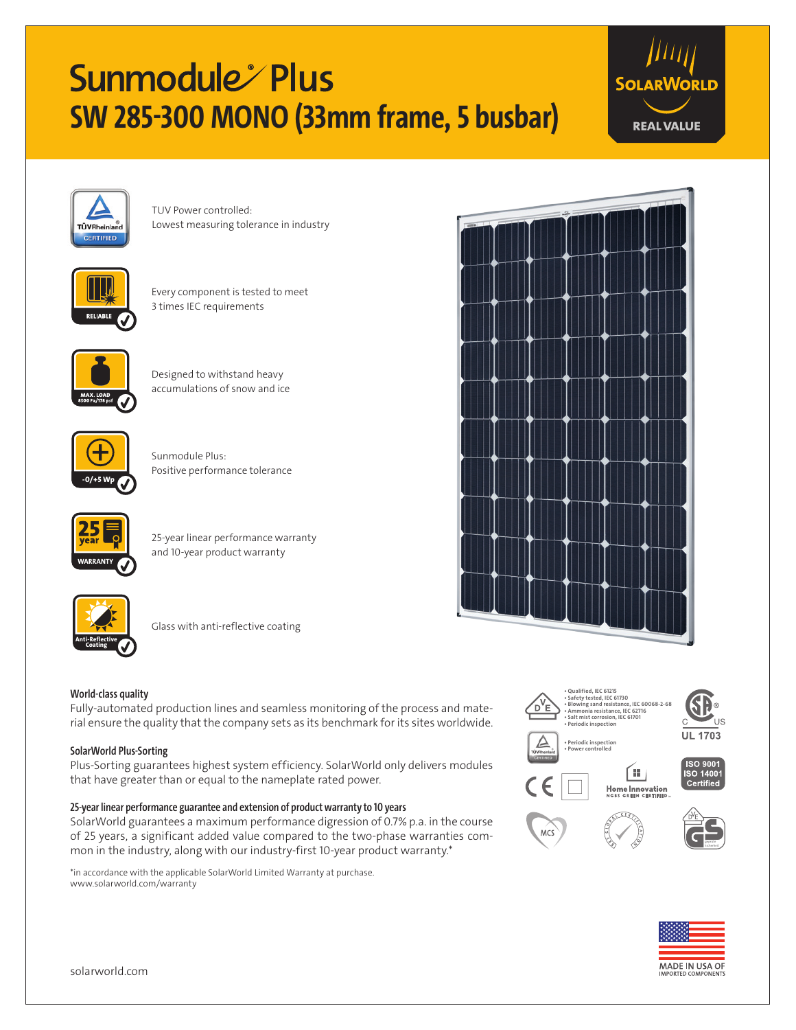# Sunmodule® Plus

## SW 285-300 MONO (33mm frame, 5 busbar)

SOLARWORLD
REAL VALUE

TUV Power controlled:
Lowest measuring tolerance in industry

Every component is tested to meet
3 times IEC requirements

Designed to withstand heavy
accumulations of snow and ice

Sunmodule Plus:
Positive performance tolerance

25-year linear performance warranty
and 10-year product warranty

Glass with anti-reflective coating

### World-class quality

Fully-automated production lines and seamless monitoring of the process and material ensure the quality that the company sets as its benchmark for its sites worldwide.

### SolarWorld Plus-Sorting

Plus-Sorting guarantees highest system efficiency. SolarWorld only delivers modules that have greater than or equal to the nameplate rated power.

### 25-year linear performance guarantee and extension of product warranty to 10 years

SolarWorld guarantees a maximum performance digression of 0.7% p.a. in the course of 25 years, a significant added value compared to the two-phase warranties common in the industry, along with our industry-first 10-year product warranty.*

*in accordance with the applicable SolarWorld Limited Warranty at purchase.
www.solarworld.com/warranty

- Qualified, IEC 61215
- Safety tested, IEC 61730
- Blowing sand resistance, IEC 60068-2-68
- Ammonia resistance, IEC 62716
- Salt mist corrosion, IEC 61701
- Periodic inspection

- Periodic inspection
- Power controlled

UL 1703

ISO 9001
ISO 14001
Certified

Home Innovation NGBS GREEN CERTIFIED

MADE IN USA OF IMPORTED COMPONENTS

solarworld.com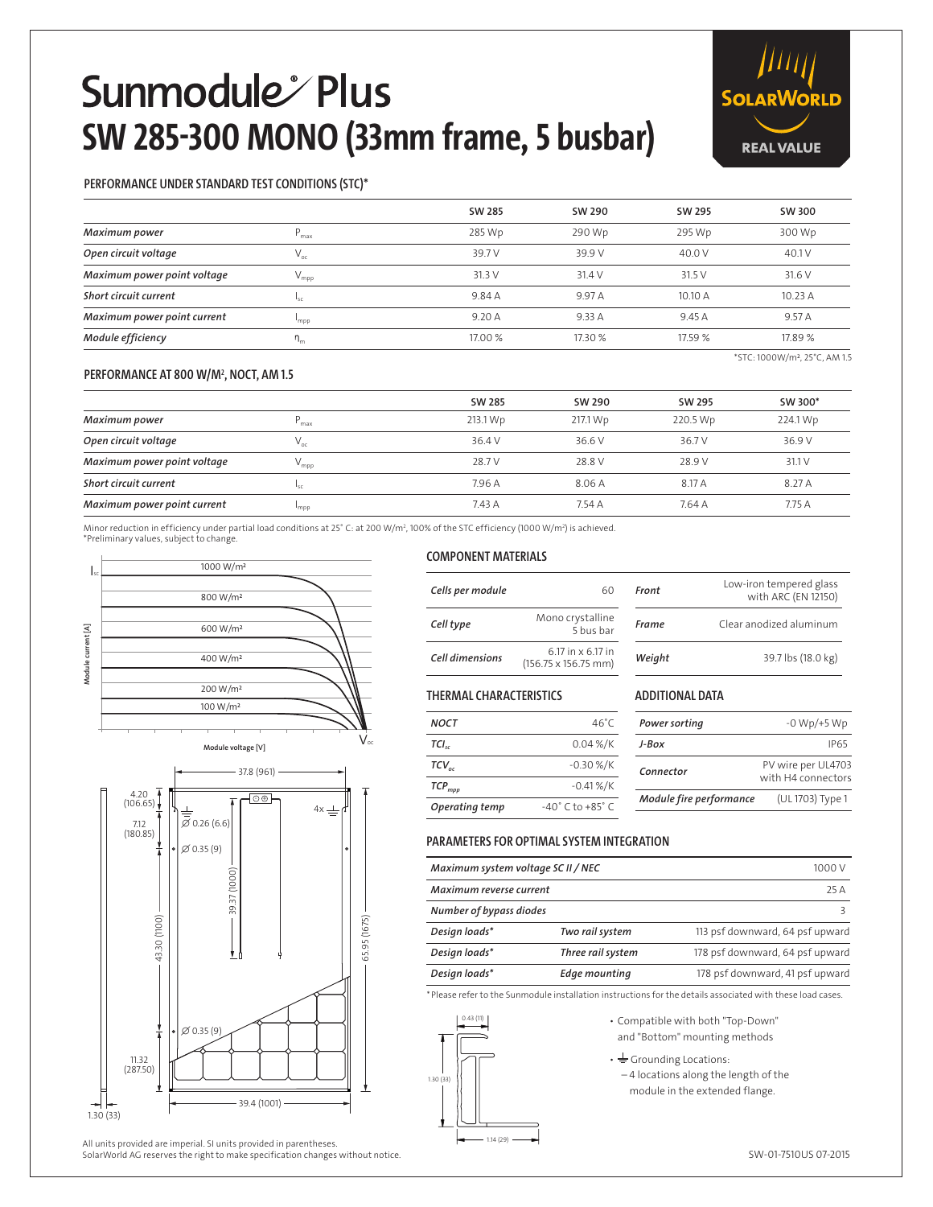# Sunmodule® Plus
# SW 285-300 MONO (33mm frame, 5 busbar)

SOLARWORLD
REAL VALUE

### PERFORMANCE UNDER STANDARD TEST CONDITIONS (STC)*

| | | SW 285 | SW 290 | SW 295 | SW 300 |
|---|---|---|---|---|---|
| *Maximum power* | $P_{max}$ | 285 Wp | 290 Wp | 295 Wp | 300 Wp |
| *Open circuit voltage* | $V_{oc}$ | 39.7 V | 39.9 V | 40.0 V | 40.1 V |
| *Maximum power point voltage* | $V_{mpp}$ | 31.3 V | 31.4 V | 31.5 V | 31.6 V |
| *Short circuit current* | $I_{sc}$ | 9.84 A | 9.97 A | 10.10 A | 10.23 A |
| *Maximum power point current* | $I_{mpp}$ | 9.20 A | 9.33 A | 9.45 A | 9.57 A |
| *Module efficiency* | $\eta_m$ | 17.00 % | 17.30 % | 17.59 % | 17.89 % |

*STC: 1000W/m², 25°C, AM 1.5

### PERFORMANCE AT 800 W/M², NOCT, AM 1.5

| | | SW 285 | SW 290 | SW 295 | SW 300* |
|---|---|---|---|---|---|
| *Maximum power* | $P_{max}$ | 213.1 Wp | 217.1 Wp | 220.5 Wp | 224.1 Wp |
| *Open circuit voltage* | $V_{oc}$ | 36.4 V | 36.6 V | 36.7 V | 36.9 V |
| *Maximum power point voltage* | $V_{mpp}$ | 28.7 V | 28.8 V | 28.9 V | 31.1 V |
| *Short circuit current* | $I_{sc}$ | 7.96 A | 8.06 A | 8.17 A | 8.27 A |
| *Maximum power point current* | $I_{mpp}$ | 7.43 A | 7.54 A | 7.64 A | 7.75 A |

Minor reduction in efficiency under partial load conditions at 25° C: at 200 W/m², 100% of the STC efficiency (1000 W/m²) is achieved.
*Preliminary values, subject to change.

$I_{sc}$
1000 W/m²
800 W/m²
600 W/m²
400 W/m²
200 W/m²
100 W/m²
Module current [A]
Module voltage [V]
$V_{oc}$

37.8 (961)
4.20 (106.65)
7.12 (180.85)
Ø 0.26 (6.6)
Ø 0.35 (9)
4x
39.37 (1000)
43.30 (1100)
65.95 (1675)
Ø 0.35 (9)
11.32 (287.50)
39.4 (1001)
1.30 (33)

### COMPONENT MATERIALS

| | | | |
|---|---|---|---|
| *Cells per module* | 60 | *Front* | Low-iron tempered glass with ARC (EN 12150) |
| *Cell type* | Mono crystalline 5 bus bar | *Frame* | Clear anodized aluminum |
| *Cell dimensions* | 6.17 in x 6.17 in (156.75 x 156.75 mm) | *Weight* | 39.7 lbs (18.0 kg) |

### THERMAL CHARACTERISTICS

| | |
|---|---|
| *NOCT* | 46°C |
| $TCI_{sc}$ | 0.04 %/K |
| $TCV_{oc}$ | -0.30 %/K |
| $TCP_{mpp}$ | -0.41 %/K |
| *Operating temp* | -40° C to +85° C |

### ADDITIONAL DATA

| | |
|---|---|
| *Power sorting* | -0 Wp/+5 Wp |
| *J-Box* | IP65 |
| *Connector* | PV wire per UL4703 with H4 connectors |
| *Module fire performance* | (UL 1703) Type 1 |

### PARAMETERS FOR OPTIMAL SYSTEM INTEGRATION

| | | |
|---|---|---|
| *Maximum system voltage SC II / NEC* | | 1000 V |
| *Maximum reverse current* | | 25 A |
| *Number of bypass diodes* | | 3 |
| *Design loads** | *Two rail system* | 113 psf downward, 64 psf upward |
| *Design loads** | *Three rail system* | 178 psf downward, 64 psf upward |
| *Design loads** | *Edge mounting* | 178 psf downward, 41 psf upward |

* Please refer to the Sunmodule installation instructions for the details associated with these load cases.

0.43 (11)
1.30 (33)
1.14 (29)

- Compatible with both "Top-Down" and "Bottom" mounting methods
- ⏚ Grounding Locations:
  – 4 locations along the length of the module in the extended flange.

All units provided are imperial. SI units provided in parentheses.
SolarWorld AG reserves the right to make specification changes without notice.

SW-01-7510US 07-2015